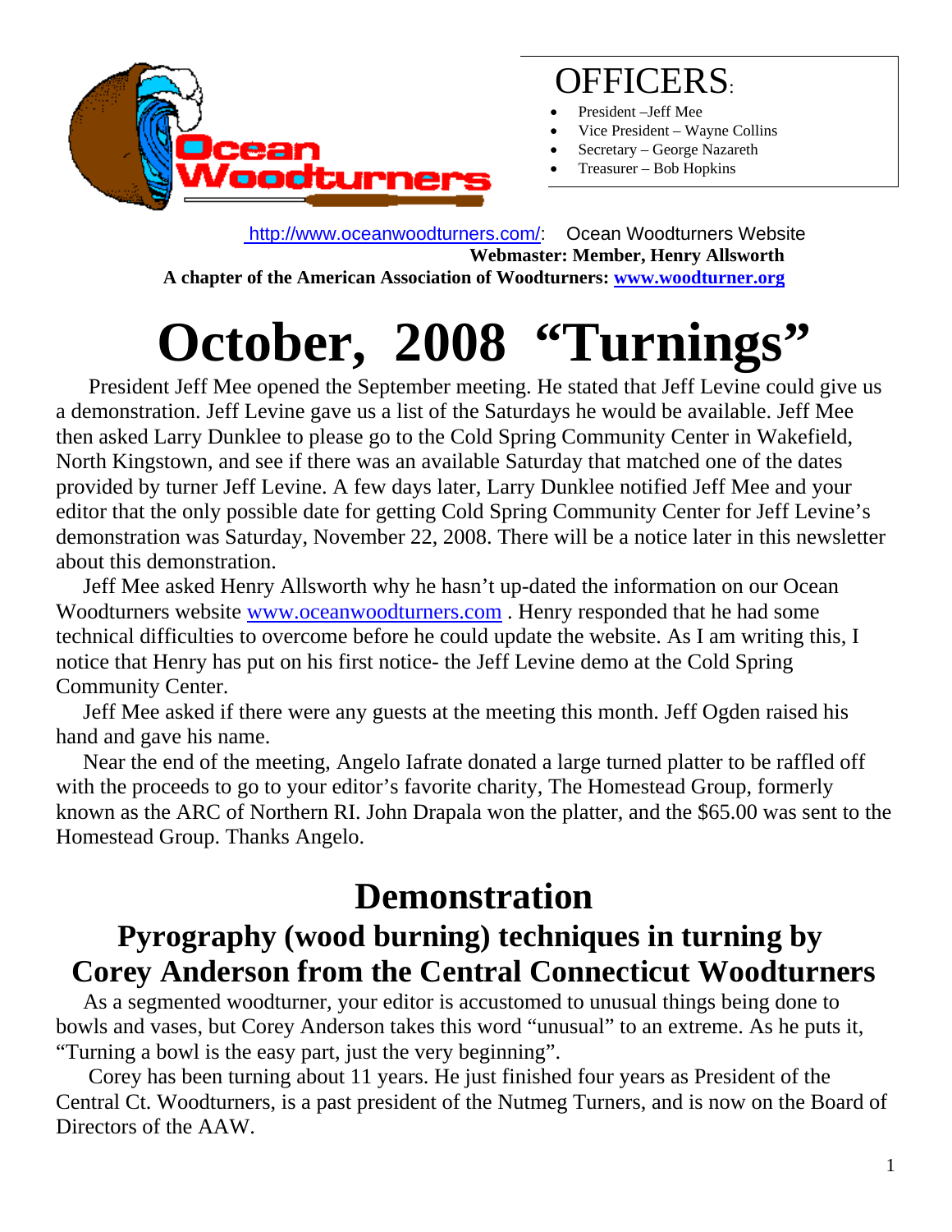Ocean Woodturners

# OFFICERS:

- President –Jeff Mee
- Vice President – Wayne Collins
- Secretary – George Nazareth
- Treasurer – Bob Hopkins

http://www.oceanwoodturners.com/: Ocean Woodturners Website
**Webmaster: Member, Henry Allsworth**
**A chapter of the American Association of Woodturners: www.woodturner.org**

# October, 2008 "Turnings"

President Jeff Mee opened the September meeting. He stated that Jeff Levine could give us a demonstration. Jeff Levine gave us a list of the Saturdays he would be available. Jeff Mee then asked Larry Dunklee to please go to the Cold Spring Community Center in Wakefield, North Kingstown, and see if there was an available Saturday that matched one of the dates provided by turner Jeff Levine. A few days later, Larry Dunklee notified Jeff Mee and your editor that the only possible date for getting Cold Spring Community Center for Jeff Levine's demonstration was Saturday, November 22, 2008. There will be a notice later in this newsletter about this demonstration.

Jeff Mee asked Henry Allsworth why he hasn't up-dated the information on our Ocean Woodturners website www.oceanwoodturners.com . Henry responded that he had some technical difficulties to overcome before he could update the website. As I am writing this, I notice that Henry has put on his first notice- the Jeff Levine demo at the Cold Spring Community Center.

Jeff Mee asked if there were any guests at the meeting this month. Jeff Ogden raised his hand and gave his name.

Near the end of the meeting, Angelo Iafrate donated a large turned platter to be raffled off with the proceeds to go to your editor's favorite charity, The Homestead Group, formerly known as the ARC of Northern RI. John Drapala won the platter, and the $65.00 was sent to the Homestead Group. Thanks Angelo.

## Demonstration

### Pyrography (wood burning) techniques in turning by Corey Anderson from the Central Connecticut Woodturners

As a segmented woodturner, your editor is accustomed to unusual things being done to bowls and vases, but Corey Anderson takes this word "unusual" to an extreme. As he puts it, "Turning a bowl is the easy part, just the very beginning".

Corey has been turning about 11 years. He just finished four years as President of the Central Ct. Woodturners, is a past president of the Nutmeg Turners, and is now on the Board of Directors of the AAW.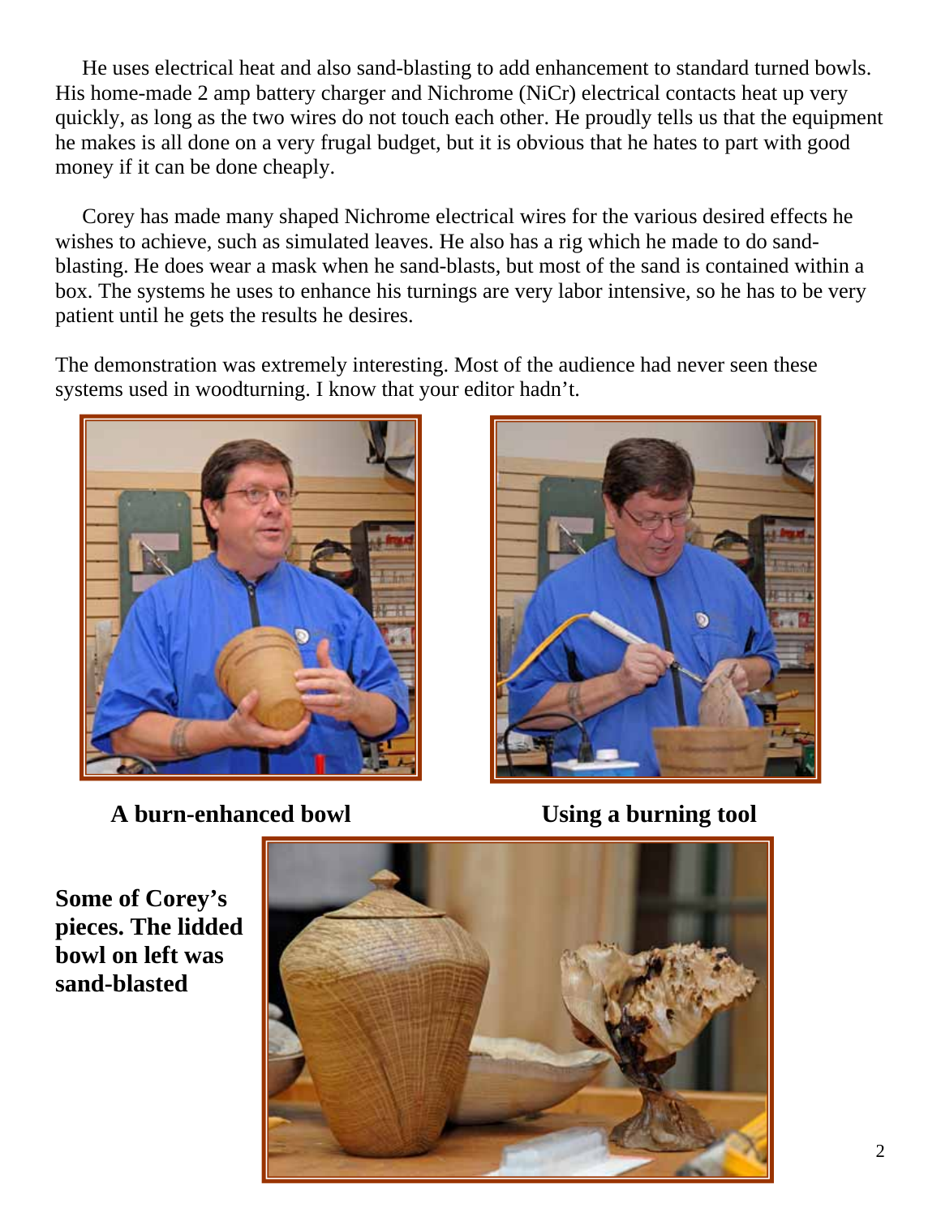He uses electrical heat and also sand-blasting to add enhancement to standard turned bowls. His home-made 2 amp battery charger and Nichrome (NiCr) electrical contacts heat up very quickly, as long as the two wires do not touch each other. He proudly tells us that the equipment he makes is all done on a very frugal budget, but it is obvious that he hates to part with good money if it can be done cheaply.

Corey has made many shaped Nichrome electrical wires for the various desired effects he wishes to achieve, such as simulated leaves. He also has a rig which he made to do sand-blasting. He does wear a mask when he sand-blasts, but most of the sand is contained within a box. The systems he uses to enhance his turnings are very labor intensive, so he has to be very patient until he gets the results he desires.

The demonstration was extremely interesting. Most of the audience had never seen these systems used in woodturning. I know that your editor hadn't.

**A burn-enhanced bowl**

**Using a burning tool**

**Some of Corey's pieces. The lidded bowl on left was sand-blasted**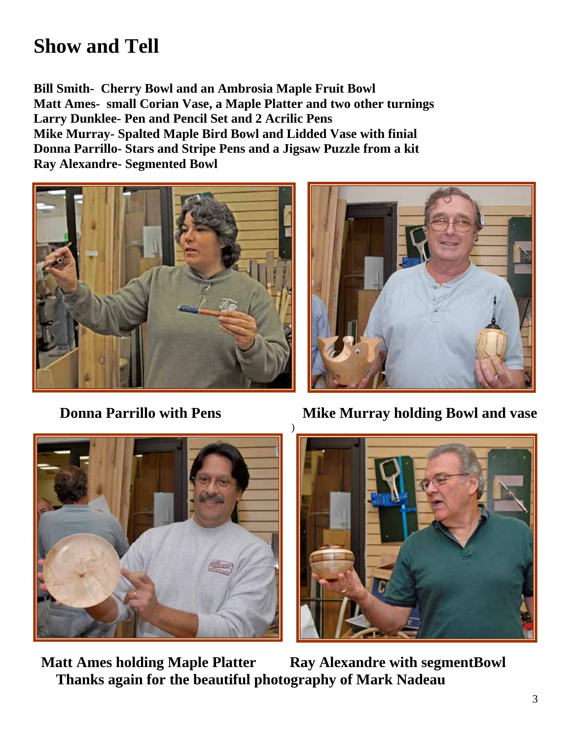# Show and Tell

**Bill Smith- Cherry Bowl and an Ambrosia Maple Fruit Bowl**
**Matt Ames- small Corian Vase, a Maple Platter and two other turnings**
**Larry Dunklee- Pen and Pencil Set and 2 Acrilic Pens**
**Mike Murray- Spalted Maple Bird Bowl and Lidded Vase with finial**
**Donna Parrillo- Stars and Stripe Pens and a Jigsaw Puzzle from a kit**
**Ray Alexandre- Segmented Bowl**

**Donna Parrillo with Pens**

**Mike Murray holding Bowl and vase**

**Matt Ames holding Maple Platter**

**Ray Alexandre with segmentBowl**

**Thanks again for the beautiful photography of Mark Nadeau**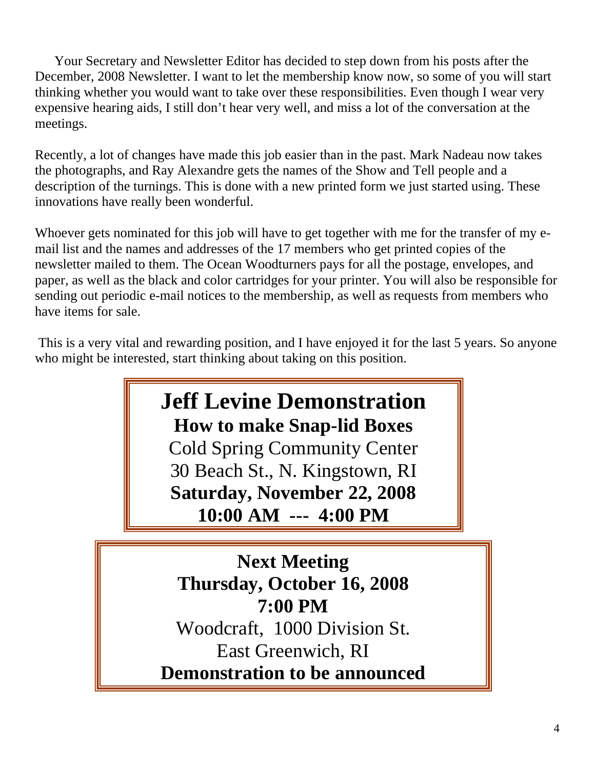Your Secretary and Newsletter Editor has decided to step down from his posts after the December, 2008 Newsletter. I want to let the membership know now, so some of you will start thinking whether you would want to take over these responsibilities. Even though I wear very expensive hearing aids, I still don't hear very well, and miss a lot of the conversation at the meetings.

Recently, a lot of changes have made this job easier than in the past. Mark Nadeau now takes the photographs, and Ray Alexandre gets the names of the Show and Tell people and a description of the turnings. This is done with a new printed form we just started using. These innovations have really been wonderful.

Whoever gets nominated for this job will have to get together with me for the transfer of my e-mail list and the names and addresses of the 17 members who get printed copies of the newsletter mailed to them. The Ocean Woodturners pays for all the postage, envelopes, and paper, as well as the black and color cartridges for your printer. You will also be responsible for sending out periodic e-mail notices to the membership, as well as requests from members who have items for sale.

This is a very vital and rewarding position, and I have enjoyed it for the last 5 years. So anyone who might be interested, start thinking about taking on this position.

# Jeff Levine Demonstration

**How to make Snap-lid Boxes**

Cold Spring Community Center

30 Beach St., N. Kingstown, RI

**Saturday, November 22, 2008**

**10:00 AM --- 4:00 PM**

## Next Meeting

**Thursday, October 16, 2008**

**7:00 PM**

Woodcraft, 1000 Division St.

East Greenwich, RI

**Demonstration to be announced**